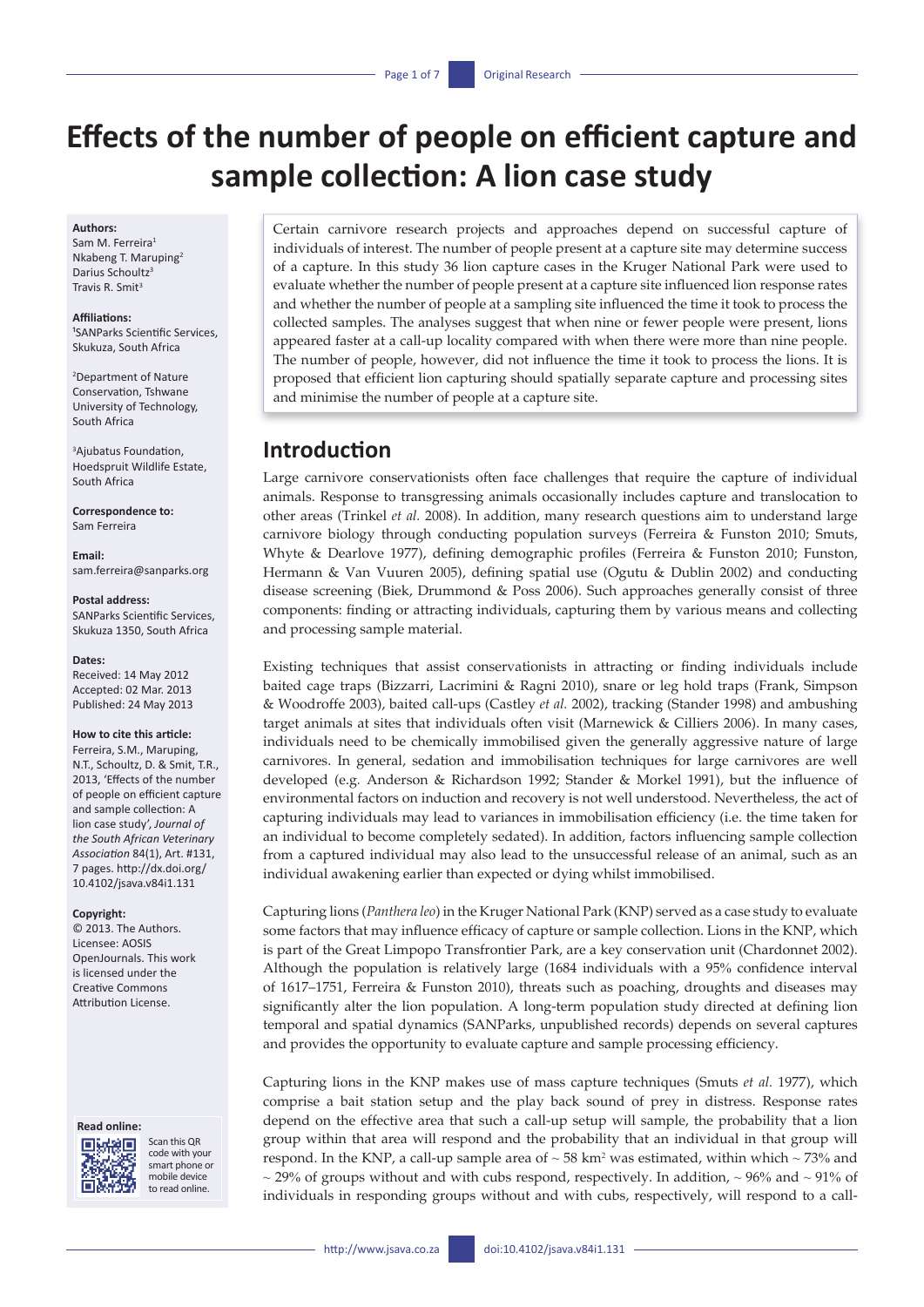# Effects of the number of people on efficient capture and sample collection: A lion case study

**Authors:**
Sam M. Ferreira[1]
Nkabeng T. Maruping[2]
Darius Schoultz[3]
Travis R. Smit[3]

**Affiliations:**
[1]SANParks Scientific Services, Skukuza, South Africa

[2]Department of Nature Conservation, Tshwane University of Technology, South Africa

[3]Ajubatus Foundation, Hoedspruit Wildlife Estate, South Africa

**Correspondence to:**
Sam Ferreira

**Email:**
sam.ferreira@sanparks.org

**Postal address:**
SANParks Scientific Services, Skukuza 1350, South Africa

**Dates:**
Received: 14 May 2012
Accepted: 02 Mar. 2013
Published: 24 May 2013

**How to cite this article:**
Ferreira, S.M., Maruping, N.T., Schoultz, D. & Smit, T.R., 2013, 'Effects of the number of people on efficient capture and sample collection: A lion case study', *Journal of the South African Veterinary Association* 84(1), Art. #131, 7 pages. http://dx.doi.org/10.4102/jsava.v84i1.131

**Copyright:**
© 2013. The Authors. Licensee: AOSIS OpenJournals. This work is licensed under the Creative Commons Attribution License.

**Read online:**
Scan this QR code with your smart phone or mobile device to read online.

Certain carnivore research projects and approaches depend on successful capture of individuals of interest. The number of people present at a capture site may determine success of a capture. In this study 36 lion capture cases in the Kruger National Park were used to evaluate whether the number of people present at a capture site influenced lion response rates and whether the number of people at a sampling site influenced the time it took to process the collected samples. The analyses suggest that when nine or fewer people were present, lions appeared faster at a call-up locality compared with when there were more than nine people. The number of people, however, did not influence the time it took to process the lions. It is proposed that efficient lion capturing should spatially separate capture and processing sites and minimise the number of people at a capture site.

## Introduction

Large carnivore conservationists often face challenges that require the capture of individual animals. Response to transgressing animals occasionally includes capture and translocation to other areas (Trinkel *et al.* 2008). In addition, many research questions aim to understand large carnivore biology through conducting population surveys (Ferreira & Funston 2010; Smuts, Whyte & Dearlove 1977), defining demographic profiles (Ferreira & Funston 2010; Funston, Hermann & Van Vuuren 2005), defining spatial use (Ogutu & Dublin 2002) and conducting disease screening (Biek, Drummond & Poss 2006). Such approaches generally consist of three components: finding or attracting individuals, capturing them by various means and collecting and processing sample material.

Existing techniques that assist conservationists in attracting or finding individuals include baited cage traps (Bizzarri, Lacrimini & Ragni 2010), snare or leg hold traps (Frank, Simpson & Woodroffe 2003), baited call-ups (Castley *et al.* 2002), tracking (Stander 1998) and ambushing target animals at sites that individuals often visit (Marnewick & Cilliers 2006). In many cases, individuals need to be chemically immobilised given the generally aggressive nature of large carnivores. In general, sedation and immobilisation techniques for large carnivores are well developed (e.g. Anderson & Richardson 1992; Stander & Morkel 1991), but the influence of environmental factors on induction and recovery is not well understood. Nevertheless, the act of capturing individuals may lead to variances in immobilisation efficiency (i.e. the time taken for an individual to become completely sedated). In addition, factors influencing sample collection from a captured individual may also lead to the unsuccessful release of an animal, such as an individual awakening earlier than expected or dying whilst immobilised.

Capturing lions (*Panthera leo*) in the Kruger National Park (KNP) served as a case study to evaluate some factors that may influence efficacy of capture or sample collection. Lions in the KNP, which is part of the Great Limpopo Transfrontier Park, are a key conservation unit (Chardonnet 2002). Although the population is relatively large (1684 individuals with a 95% confidence interval of 1617–1751, Ferreira & Funston 2010), threats such as poaching, droughts and diseases may significantly alter the lion population. A long-term population study directed at defining lion temporal and spatial dynamics (SANParks, unpublished records) depends on several captures and provides the opportunity to evaluate capture and sample processing efficiency.

Capturing lions in the KNP makes use of mass capture techniques (Smuts *et al.* 1977), which comprise a bait station setup and the play back sound of prey in distress. Response rates depend on the effective area that such a call-up setup will sample, the probability that a lion group within that area will respond and the probability that an individual in that group will respond. In the KNP, a call-up sample area of ~ 58 km² was estimated, within which ~ 73% and ~ 29% of groups without and with cubs respond, respectively. In addition, ~ 96% and ~ 91% of individuals in responding groups without and with cubs, respectively, will respond to a call-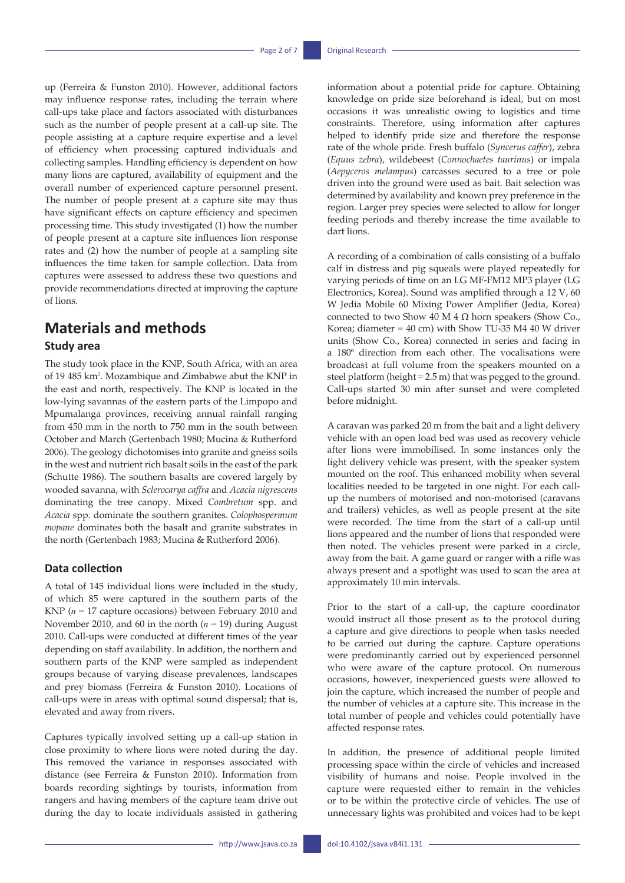up (Ferreira & Funston 2010). However, additional factors may influence response rates, including the terrain where call-ups take place and factors associated with disturbances such as the number of people present at a call-up site. The people assisting at a capture require expertise and a level of efficiency when processing captured individuals and collecting samples. Handling efficiency is dependent on how many lions are captured, availability of equipment and the overall number of experienced capture personnel present. The number of people present at a capture site may thus have significant effects on capture efficiency and specimen processing time. This study investigated (1) how the number of people present at a capture site influences lion response rates and (2) how the number of people at a sampling site influences the time taken for sample collection. Data from captures were assessed to address these two questions and provide recommendations directed at improving the capture of lions.

# Materials and methods

## Study area

The study took place in the KNP, South Africa, with an area of 19 485 km$^2$. Mozambique and Zimbabwe abut the KNP in the east and north, respectively. The KNP is located in the low-lying savannas of the eastern parts of the Limpopo and Mpumalanga provinces, receiving annual rainfall ranging from 450 mm in the north to 750 mm in the south between October and March (Gertenbach 1980; Mucina & Rutherford 2006). The geology dichotomises into granite and gneiss soils in the west and nutrient rich basalt soils in the east of the park (Schutte 1986). The southern basalts are covered largely by wooded savanna, with *Sclerocarya caffra* and *Acacia nigrescens* dominating the tree canopy. Mixed *Combretum* spp. and *Acacia* spp. dominate the southern granites. *Colophospermum mopane* dominates both the basalt and granite substrates in the north (Gertenbach 1983; Mucina & Rutherford 2006).

## Data collection

A total of 145 individual lions were included in the study, of which 85 were captured in the southern parts of the KNP (*n* = 17 capture occasions) between February 2010 and November 2010, and 60 in the north (*n* = 19) during August 2010. Call-ups were conducted at different times of the year depending on staff availability. In addition, the northern and southern parts of the KNP were sampled as independent groups because of varying disease prevalences, landscapes and prey biomass (Ferreira & Funston 2010). Locations of call-ups were in areas with optimal sound dispersal; that is, elevated and away from rivers.

Captures typically involved setting up a call-up station in close proximity to where lions were noted during the day. This removed the variance in responses associated with distance (see Ferreira & Funston 2010). Information from boards recording sightings by tourists, information from rangers and having members of the capture team drive out during the day to locate individuals assisted in gathering information about a potential pride for capture. Obtaining knowledge on pride size beforehand is ideal, but on most occasions it was unrealistic owing to logistics and time constraints. Therefore, using information after captures helped to identify pride size and therefore the response rate of the whole pride. Fresh buffalo (*Syncerus caffer*), zebra (*Equus zebra*), wildebeest (*Connochaetes taurinus*) or impala (*Aepyceros melampus*) carcasses secured to a tree or pole driven into the ground were used as bait. Bait selection was determined by availability and known prey preference in the region. Larger prey species were selected to allow for longer feeding periods and thereby increase the time available to dart lions.

A recording of a combination of calls consisting of a buffalo calf in distress and pig squeals were played repeatedly for varying periods of time on an LG MF-FM12 MP3 player (LG Electronics, Korea). Sound was amplified through a 12 V, 60 W Jedia Mobile 60 Mixing Power Amplifier (Jedia, Korea) connected to two Show 40 M 4 Ω horn speakers (Show Co., Korea; diameter = 40 cm) with Show TU-35 M4 40 W driver units (Show Co., Korea) connected in series and facing in a 180º direction from each other. The vocalisations were broadcast at full volume from the speakers mounted on a steel platform (height = 2.5 m) that was pegged to the ground. Call-ups started 30 min after sunset and were completed before midnight.

A caravan was parked 20 m from the bait and a light delivery vehicle with an open load bed was used as recovery vehicle after lions were immobilised. In some instances only the light delivery vehicle was present, with the speaker system mounted on the roof. This enhanced mobility when several localities needed to be targeted in one night. For each call-up the numbers of motorised and non-motorised (caravans and trailers) vehicles, as well as people present at the site were recorded. The time from the start of a call-up until lions appeared and the number of lions that responded were then noted. The vehicles present were parked in a circle, away from the bait. A game guard or ranger with a rifle was always present and a spotlight was used to scan the area at approximately 10 min intervals.

Prior to the start of a call-up, the capture coordinator would instruct all those present as to the protocol during a capture and give directions to people when tasks needed to be carried out during the capture. Capture operations were predominantly carried out by experienced personnel who were aware of the capture protocol. On numerous occasions, however, inexperienced guests were allowed to join the capture, which increased the number of people and the number of vehicles at a capture site. This increase in the total number of people and vehicles could potentially have affected response rates.

In addition, the presence of additional people limited processing space within the circle of vehicles and increased visibility of humans and noise. People involved in the capture were requested either to remain in the vehicles or to be within the protective circle of vehicles. The use of unnecessary lights was prohibited and voices had to be kept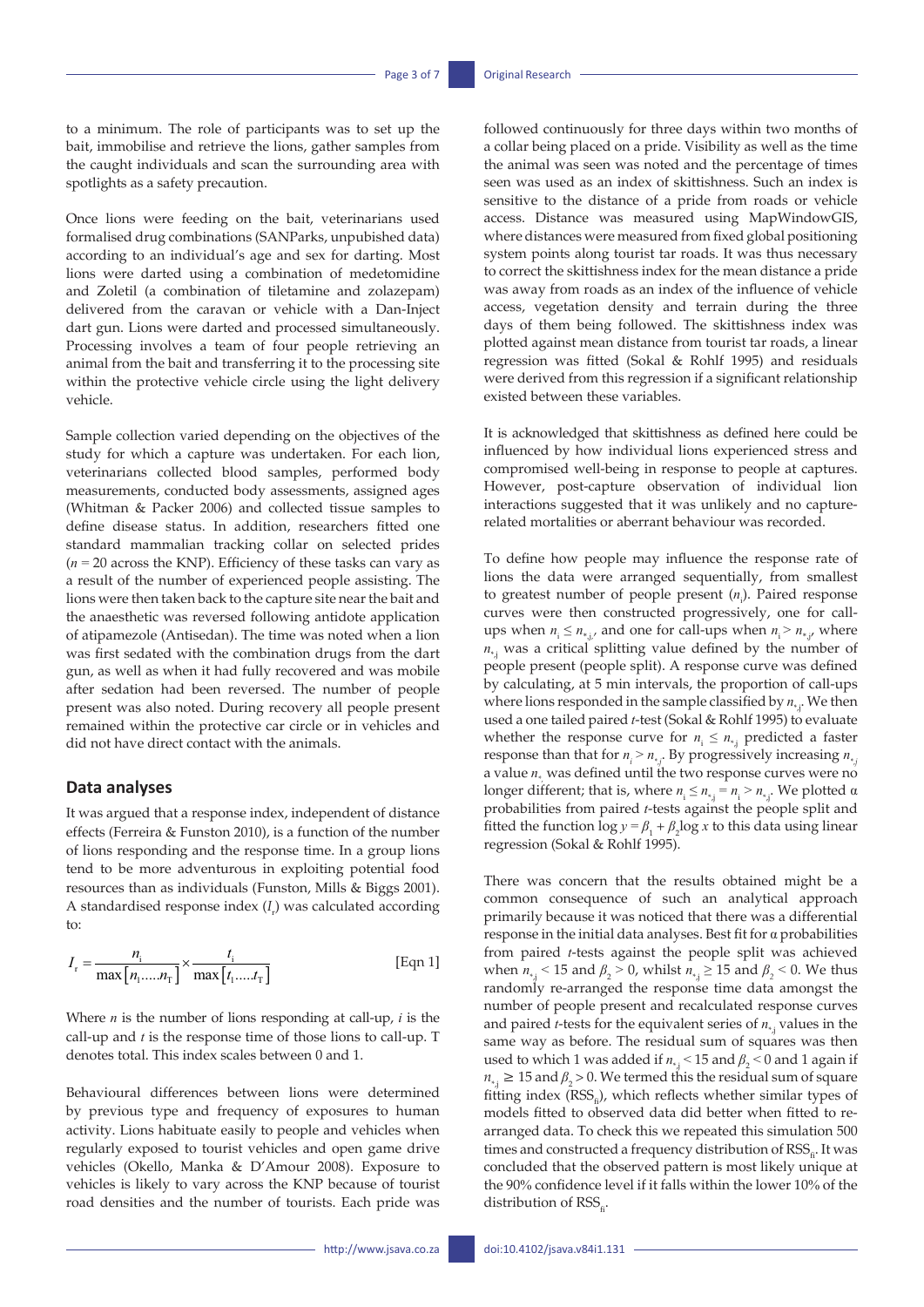to a minimum. The role of participants was to set up the bait, immobilise and retrieve the lions, gather samples from the caught individuals and scan the surrounding area with spotlights as a safety precaution.

Once lions were feeding on the bait, veterinarians used formalised drug combinations (SANParks, unpublished data) according to an individual's age and sex for darting. Most lions were darted using a combination of medetomidine and Zoletil (a combination of tiletamine and zolazepam) delivered from the caravan or vehicle with a Dan-Inject dart gun. Lions were darted and processed simultaneously. Processing involves a team of four people retrieving an animal from the bait and transferring it to the processing site within the protective vehicle circle using the light delivery vehicle.

Sample collection varied depending on the objectives of the study for which a capture was undertaken. For each lion, veterinarians collected blood samples, performed body measurements, conducted body assessments, assigned ages (Whitman & Packer 2006) and collected tissue samples to define disease status. In addition, researchers fitted one standard mammalian tracking collar on selected prides ($n = 20$ across the KNP). Efficiency of these tasks can vary as a result of the number of experienced people assisting. The lions were then taken back to the capture site near the bait and the anaesthetic was reversed following antidote application of atipamezole (Antisedan). The time was noted when a lion was first sedated with the combination drugs from the dart gun, as well as when it had fully recovered and was mobile after sedation had been reversed. The number of people present was also noted. During recovery all people present remained within the protective car circle or in vehicles and did not have direct contact with the animals.

## Data analyses

It was argued that a response index, independent of distance effects (Ferreira & Funston 2010), is a function of the number of lions responding and the response time. In a group lions tend to be more adventurous in exploiting potential food resources than as individuals (Funston, Mills & Biggs 2001). A standardised response index ($I_r$) was calculated according to:

$$I_r = \frac{n_i}{\max[n_1.....n_T]} \times \frac{t_i}{\max[t_1.....t_T]} \quad \text{[Eqn 1]}$$

Where $n$ is the number of lions responding at call-up, $i$ is the call-up and $t$ is the response time of those lions to call-up. T denotes total. This index scales between 0 and 1.

Behavioural differences between lions were determined by previous type and frequency of exposures to human activity. Lions habituate easily to people and vehicles when regularly exposed to tourist vehicles and open game drive vehicles (Okello, Manka & D'Amour 2008). Exposure to vehicles is likely to vary across the KNP because of tourist road densities and the number of tourists. Each pride was followed continuously for three days within two months of a collar being placed on a pride. Visibility as well as the time the animal was seen was noted and the percentage of times seen was used as an index of skittishness. Such an index is sensitive to the distance of a pride from roads or vehicle access. Distance was measured using MapWindowGIS, where distances were measured from fixed global positioning system points along tourist tar roads. It was thus necessary to correct the skittishness index for the mean distance a pride was away from roads as an index of the influence of vehicle access, vegetation density and terrain during the three days of them being followed. The skittishness index was plotted against mean distance from tourist tar roads, a linear regression was fitted (Sokal & Rohlf 1995) and residuals were derived from this regression if a significant relationship existed between these variables.

It is acknowledged that skittishness as defined here could be influenced by how individual lions experienced stress and compromised well-being in response to people at captures. However, post-capture observation of individual lion interactions suggested that it was unlikely and no capture-related mortalities or aberrant behaviour was recorded.

To define how people may influence the response rate of lions the data were arranged sequentially, from smallest to greatest number of people present ($n_i$). Paired response curves were then constructed progressively, one for call-ups when $n_i \leq n_{*j}$, and one for call-ups when $n_i > n_{*j}$, where $n_{*j}$ was a critical splitting value defined by the number of people present (people split). A response curve was defined by calculating, at 5 min intervals, the proportion of call-ups where lions responded in the sample classified by $n_{*j}$. We then used a one tailed paired $t$-test (Sokal & Rohlf 1995) to evaluate whether the response curve for $n_i \leq n_{*j}$ predicted a faster response than that for $n_i > n_{*j}$. By progressively increasing $n_{*j}$ a value $n_*$ was defined until the two response curves were no longer different; that is, where $n_i \leq n_{*j} = n_i > n_{*j}$. We plotted $\alpha$ probabilities from paired $t$-tests against the people split and fitted the function $\log y = \beta_1 + \beta_2 \log x$ to this data using linear regression (Sokal & Rohlf 1995).

There was concern that the results obtained might be a common consequence of such an analytical approach primarily because it was noticed that there was a differential response in the initial data analyses. Best fit for $\alpha$ probabilities from paired $t$-tests against the people split was achieved when $n_{*j} < 15$ and $\beta_2 > 0$, whilst $n_{*j} \geq 15$ and $\beta_2 < 0$. We thus randomly re-arranged the response time data amongst the number of people present and recalculated response curves and paired $t$-tests for the equivalent series of $n_{*j}$ values in the same way as before. The residual sum of squares was then used to which 1 was added if $n_{*j} < 15$ and $\beta_2 < 0$ and 1 again if $n_{*j} \geq 15$ and $\beta_2 > 0$. We termed this the residual sum of square fitting index ($RSS_{fi}$), which reflects whether similar types of models fitted to observed data did better when fitted to re-arranged data. To check this we repeated this simulation 500 times and constructed a frequency distribution of $RSS_{fi}$. It was concluded that the observed pattern is most likely unique at the 90% confidence level if it falls within the lower 10% of the distribution of $RSS_{fi}$.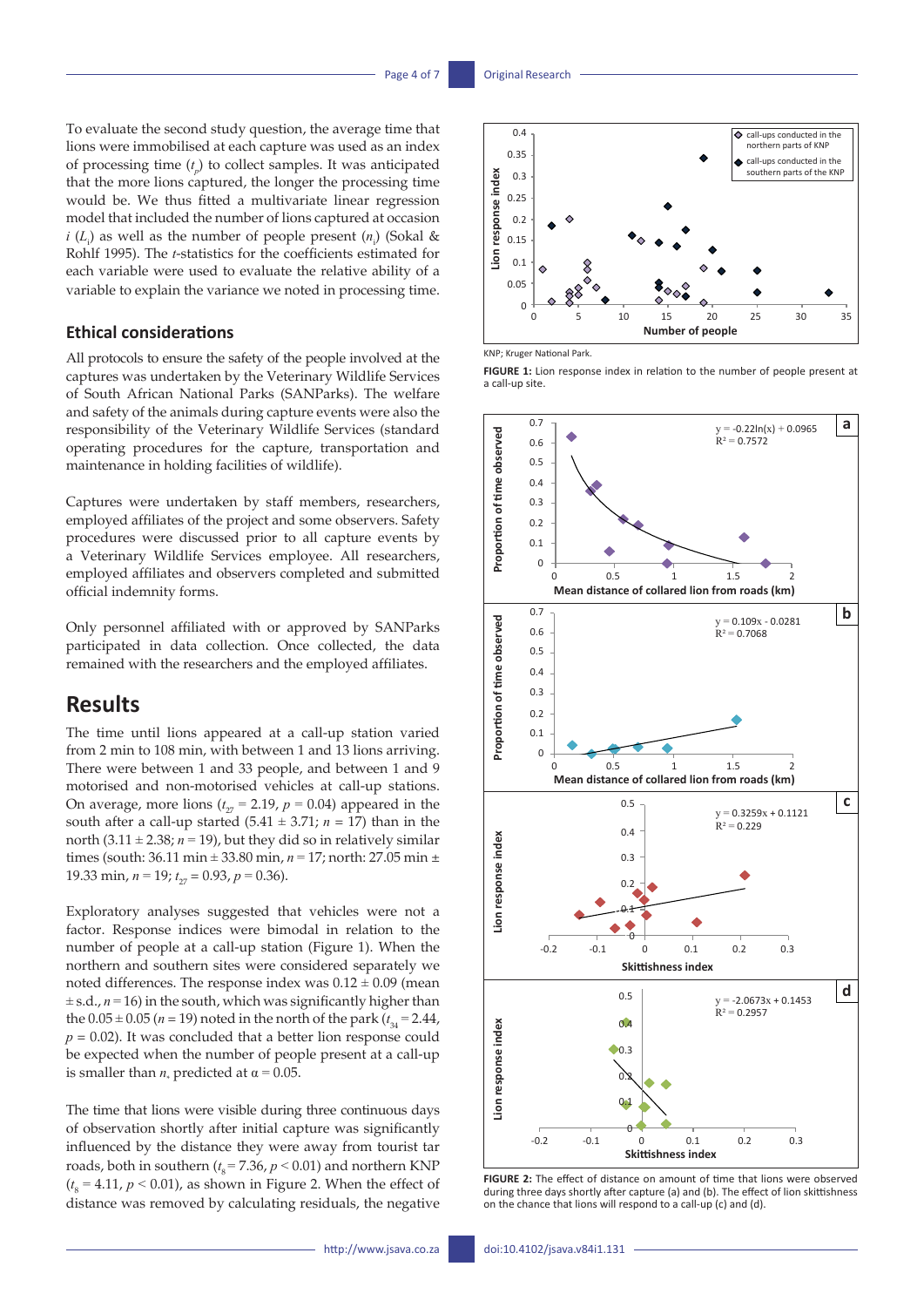To evaluate the second study question, the average time that lions were immobilised at each capture was used as an index of processing time ($t_p$) to collect samples. It was anticipated that the more lions captured, the longer the processing time would be. We thus fitted a multivariate linear regression model that included the number of lions captured at occasion $i$ ($L_i$) as well as the number of people present ($n_i$) (Sokal & Rohlf 1995). The *t*-statistics for the coefficients estimated for each variable were used to evaluate the relative ability of a variable to explain the variance we noted in processing time.

### Ethical considerations

All protocols to ensure the safety of the people involved at the captures was undertaken by the Veterinary Wildlife Services of South African National Parks (SANParks). The welfare and safety of the animals during capture events were also the responsibility of the Veterinary Wildlife Services (standard operating procedures for the capture, transportation and maintenance in holding facilities of wildlife).

Captures were undertaken by staff members, researchers, employed affiliates of the project and some observers. Safety procedures were discussed prior to all capture events by a Veterinary Wildlife Services employee. All researchers, employed affiliates and observers completed and submitted official indemnity forms.

Only personnel affiliated with or approved by SANParks participated in data collection. Once collected, the data remained with the researchers and the employed affiliates.

## Results

The time until lions appeared at a call-up station varied from 2 min to 108 min, with between 1 and 13 lions arriving. There were between 1 and 33 people, and between 1 and 9 motorised and non-motorised vehicles at call-up stations. On average, more lions ($t_{27}$ = 2.19, $p$ = 0.04) appeared in the south after a call-up started (5.41 ± 3.71; $n$ = 17) than in the north (3.11 ± 2.38; $n$ = 19), but they did so in relatively similar times (south: 36.11 min ± 33.80 min, $n$ = 17; north: 27.05 min ± 19.33 min, $n$ = 19; $t_{27}$ = 0.93, $p$ = 0.36).

Exploratory analyses suggested that vehicles were not a factor. Response indices were bimodal in relation to the number of people at a call-up station (Figure 1). When the northern and southern sites were considered separately we noted differences. The response index was 0.12 ± 0.09 (mean ± s.d., $n$ = 16) in the south, which was significantly higher than the 0.05 ± 0.05 ($n$ = 19) noted in the north of the park ($t_{34}$ = 2.44, $p$ = 0.02). It was concluded that a better lion response could be expected when the number of people present at a call-up is smaller than $n_*$ predicted at α = 0.05.

The time that lions were visible during three continuous days of observation shortly after initial capture was significantly influenced by the distance they were away from tourist tar roads, both in southern ($t_8$ = 7.36, $p$ < 0.01) and northern KNP ($t_8$ = 4.11, $p$ < 0.01), as shown in Figure 2. When the effect of distance was removed by calculating residuals, the negative

KNP; Kruger National Park.

**FIGURE 1:** Lion response index in relation to the number of people present at a call-up site.

**FIGURE 2:** The effect of distance on amount of time that lions were observed during three days shortly after capture (a) and (b). The effect of lion skittishness on the chance that lions will respond to a call-up (c) and (d).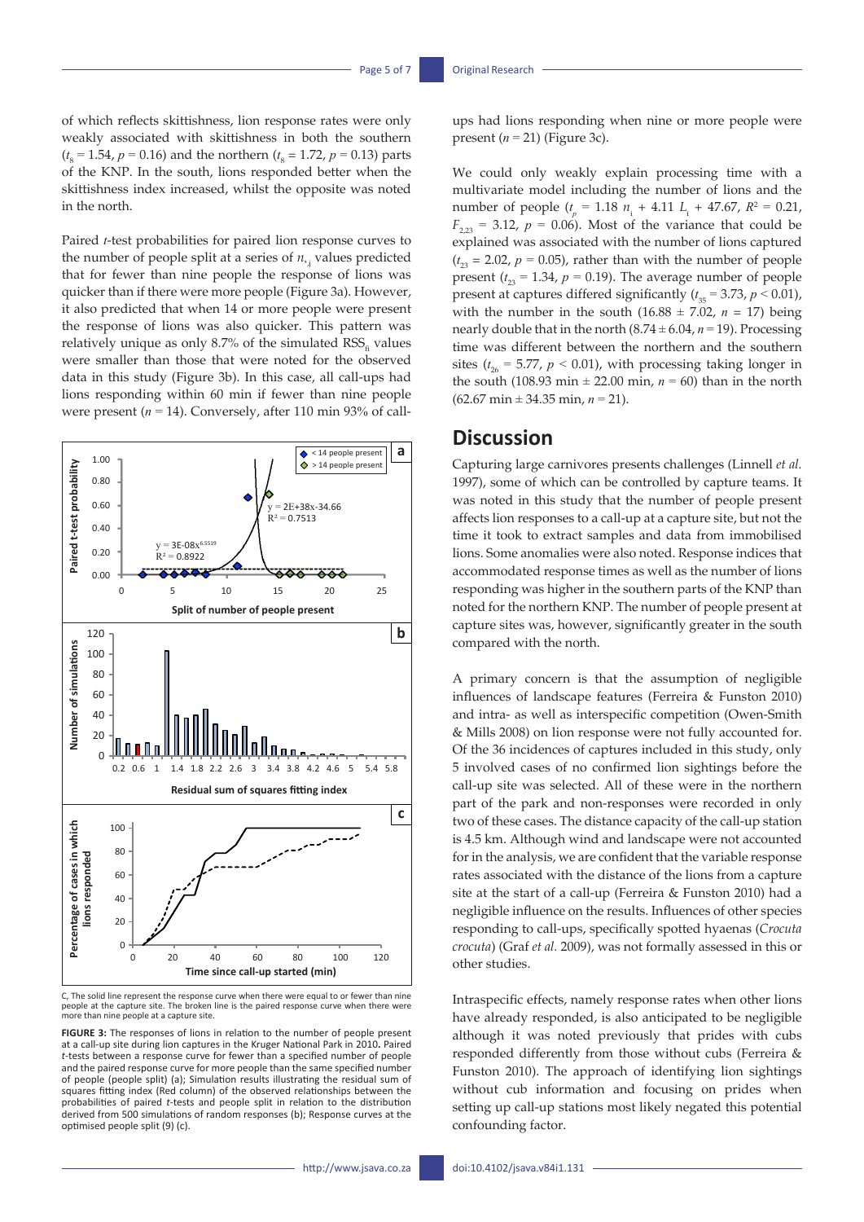of which reflects skittishness, lion response rates were only weakly associated with skittishness in both the southern ($t_8$ = 1.54, $p$ = 0.16) and the northern ($t_8$ = 1.72, $p$ = 0.13) parts of the KNP. In the south, lions responded better when the skittishness index increased, whilst the opposite was noted in the north.

Paired *t*-test probabilities for paired lion response curves to the number of people split at a series of $n_{*j}$ values predicted that for fewer than nine people the response of lions was quicker than if there were more people (Figure 3a). However, it also predicted that when 14 or more people were present the response of lions was also quicker. This pattern was relatively unique as only 8.7% of the simulated $RSS_{fi}$ values were smaller than those that were noted for the observed data in this study (Figure 3b). In this case, all call-ups had lions responding within 60 min if fewer than nine people were present ($n$ = 14). Conversely, after 110 min 93% of call-ups had lions responding when nine or more people were present ($n$ = 21) (Figure 3c).

C, The solid line represent the response curve when there were equal to or fewer than nine people at the capture site. The broken line is the paired response curve when there were more than nine people at a capture site.

**FIGURE 3:** The responses of lions in relation to the number of people present at a call-up site during lion captures in the Kruger National Park in 2010**.** Paired *t*-tests between a response curve for fewer than a specified number of people and the paired response curve for more people than the same specified number of people (people split) (a); Simulation results illustrating the residual sum of squares fitting index (Red column) of the observed relationships between the probabilities of paired *t*-tests and people split in relation to the distribution derived from 500 simulations of random responses (b); Response curves at the optimised people split (9) (c).

We could only weakly explain processing time with a multivariate model including the number of lions and the number of people ($t_p$ = 1.18 $n_i$ + 4.11 $L_i$ + 47.67, $R^2$ = 0.21, $F_{2,23}$ = 3.12, $p$ = 0.06). Most of the variance that could be explained was associated with the number of lions captured ($t_{23}$ = 2.02, $p$ = 0.05), rather than with the number of people present ($t_{23}$ = 1.34, $p$ = 0.19). The average number of people present at captures differed significantly ($t_{35}$ = 3.73, $p$ < 0.01), with the number in the south (16.88 ± 7.02, $n$ = 17) being nearly double that in the north (8.74 ± 6.04, $n$ = 19). Processing time was different between the northern and the southern sites ($t_{26}$ = 5.77, $p$ < 0.01), with processing taking longer in the south (108.93 min ± 22.00 min, $n$ = 60) than in the north (62.67 min ± 34.35 min, $n$ = 21).

## Discussion

Capturing large carnivores presents challenges (Linnell *et al.* 1997), some of which can be controlled by capture teams. It was noted in this study that the number of people present affects lion responses to a call-up at a capture site, but not the time it took to extract samples and data from immobilised lions. Some anomalies were also noted. Response indices that accommodated response times as well as the number of lions responding was higher in the southern parts of the KNP than noted for the northern KNP. The number of people present at capture sites was, however, significantly greater in the south compared with the north.

A primary concern is that the assumption of negligible influences of landscape features (Ferreira & Funston 2010) and intra- as well as interspecific competition (Owen-Smith & Mills 2008) on lion response were not fully accounted for. Of the 36 incidences of captures included in this study, only 5 involved cases of no confirmed lion sightings before the call-up site was selected. All of these were in the northern part of the park and non-responses were recorded in only two of these cases. The distance capacity of the call-up station is 4.5 km. Although wind and landscape were not accounted for in the analysis, we are confident that the variable response rates associated with the distance of the lions from a capture site at the start of a call-up (Ferreira & Funston 2010) had a negligible influence on the results. Influences of other species responding to call-ups, specifically spotted hyaenas (*Crocuta crocuta*) (Graf *et al.* 2009), was not formally assessed in this or other studies.

Intraspecific effects, namely response rates when other lions have already responded, is also anticipated to be negligible although it was noted previously that prides with cubs responded differently from those without cubs (Ferreira & Funston 2010). The approach of identifying lion sightings without cub information and focusing on prides when setting up call-up stations most likely negated this potential confounding factor.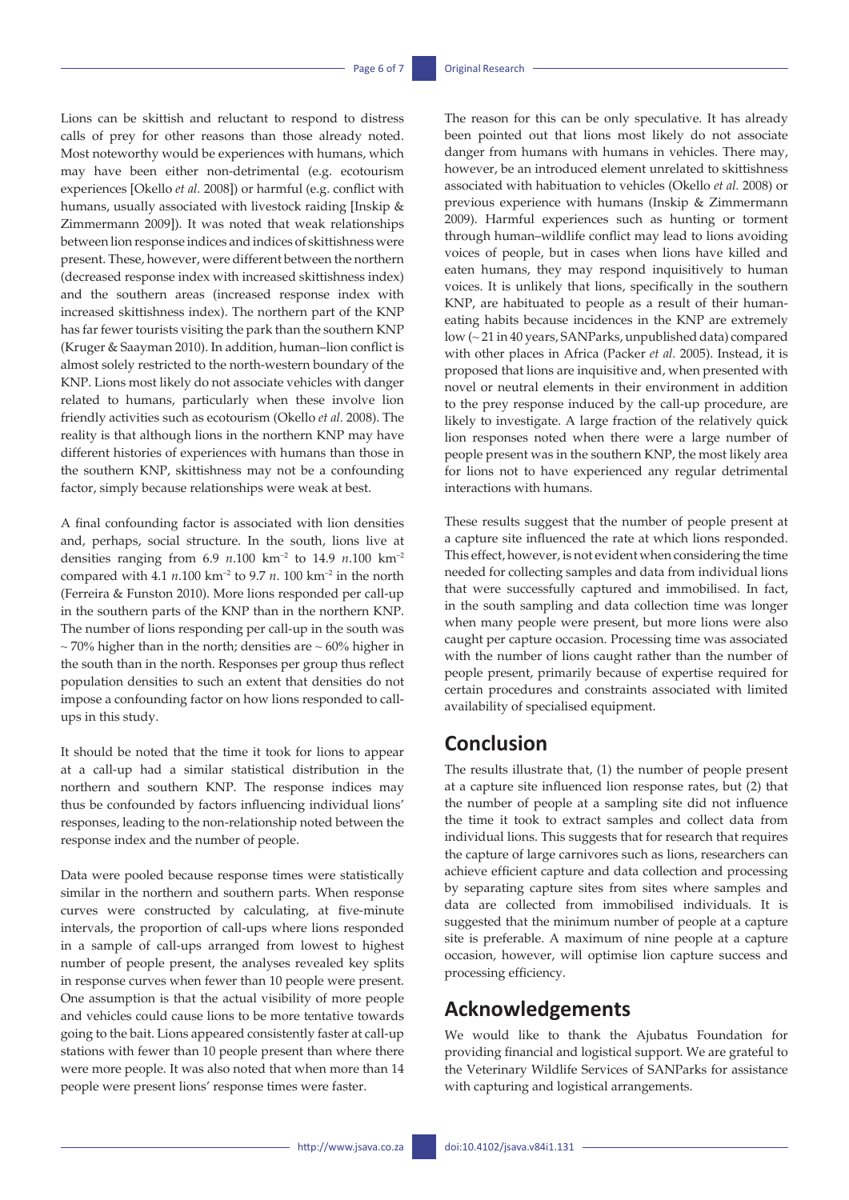Lions can be skittish and reluctant to respond to distress calls of prey for other reasons than those already noted. Most noteworthy would be experiences with humans, which may have been either non-detrimental (e.g. ecotourism experiences [Okello *et al.* 2008]) or harmful (e.g. conflict with humans, usually associated with livestock raiding [Inskip & Zimmermann 2009]). It was noted that weak relationships between lion response indices and indices of skittishness were present. These, however, were different between the northern (decreased response index with increased skittishness index) and the southern areas (increased response index with increased skittishness index). The northern part of the KNP has far fewer tourists visiting the park than the southern KNP (Kruger & Saayman 2010). In addition, human–lion conflict is almost solely restricted to the north-western boundary of the KNP. Lions most likely do not associate vehicles with danger related to humans, particularly when these involve lion friendly activities such as ecotourism (Okello *et al.* 2008). The reality is that although lions in the northern KNP may have different histories of experiences with humans than those in the southern KNP, skittishness may not be a confounding factor, simply because relationships were weak at best.

A final confounding factor is associated with lion densities and, perhaps, social structure. In the south, lions live at densities ranging from 6.9 $n$.100 km$^{-2}$ to 14.9 $n$.100 km$^{-2}$ compared with 4.1 $n$.100 km$^{-2}$ to 9.7 $n$. 100 km$^{-2}$ in the north (Ferreira & Funston 2010). More lions responded per call-up in the southern parts of the KNP than in the northern KNP. The number of lions responding per call-up in the south was ~ 70% higher than in the north; densities are ~ 60% higher in the south than in the north. Responses per group thus reflect population densities to such an extent that densities do not impose a confounding factor on how lions responded to call-ups in this study.

It should be noted that the time it took for lions to appear at a call-up had a similar statistical distribution in the northern and southern KNP. The response indices may thus be confounded by factors influencing individual lions' responses, leading to the non-relationship noted between the response index and the number of people.

Data were pooled because response times were statistically similar in the northern and southern parts. When response curves were constructed by calculating, at five-minute intervals, the proportion of call-ups where lions responded in a sample of call-ups arranged from lowest to highest number of people present, the analyses revealed key splits in response curves when fewer than 10 people were present. One assumption is that the actual visibility of more people and vehicles could cause lions to be more tentative towards going to the bait. Lions appeared consistently faster at call-up stations with fewer than 10 people present than where there were more people. It was also noted that when more than 14 people were present lions' response times were faster.

The reason for this can be only speculative. It has already been pointed out that lions most likely do not associate danger from humans with humans in vehicles. There may, however, be an introduced element unrelated to skittishness associated with habituation to vehicles (Okello *et al.* 2008) or previous experience with humans (Inskip & Zimmermann 2009). Harmful experiences such as hunting or torment through human–wildlife conflict may lead to lions avoiding voices of people, but in cases when lions have killed and eaten humans, they may respond inquisitively to human voices. It is unlikely that lions, specifically in the southern KNP, are habituated to people as a result of their human-eating habits because incidences in the KNP are extremely low (~ 21 in 40 years, SANParks, unpublished data) compared with other places in Africa (Packer *et al.* 2005). Instead, it is proposed that lions are inquisitive and, when presented with novel or neutral elements in their environment in addition to the prey response induced by the call-up procedure, are likely to investigate. A large fraction of the relatively quick lion responses noted when there were a large number of people present was in the southern KNP, the most likely area for lions not to have experienced any regular detrimental interactions with humans.

These results suggest that the number of people present at a capture site influenced the rate at which lions responded. This effect, however, is not evident when considering the time needed for collecting samples and data from individual lions that were successfully captured and immobilised. In fact, in the south sampling and data collection time was longer when many people were present, but more lions were also caught per capture occasion. Processing time was associated with the number of lions caught rather than the number of people present, primarily because of expertise required for certain procedures and constraints associated with limited availability of specialised equipment.

## Conclusion

The results illustrate that, (1) the number of people present at a capture site influenced lion response rates, but (2) that the number of people at a sampling site did not influence the time it took to extract samples and collect data from individual lions. This suggests that for research that requires the capture of large carnivores such as lions, researchers can achieve efficient capture and data collection and processing by separating capture sites from sites where samples and data are collected from immobilised individuals. It is suggested that the minimum number of people at a capture site is preferable. A maximum of nine people at a capture occasion, however, will optimise lion capture success and processing efficiency.

## Acknowledgements

We would like to thank the Ajubatus Foundation for providing financial and logistical support. We are grateful to the Veterinary Wildlife Services of SANParks for assistance with capturing and logistical arrangements.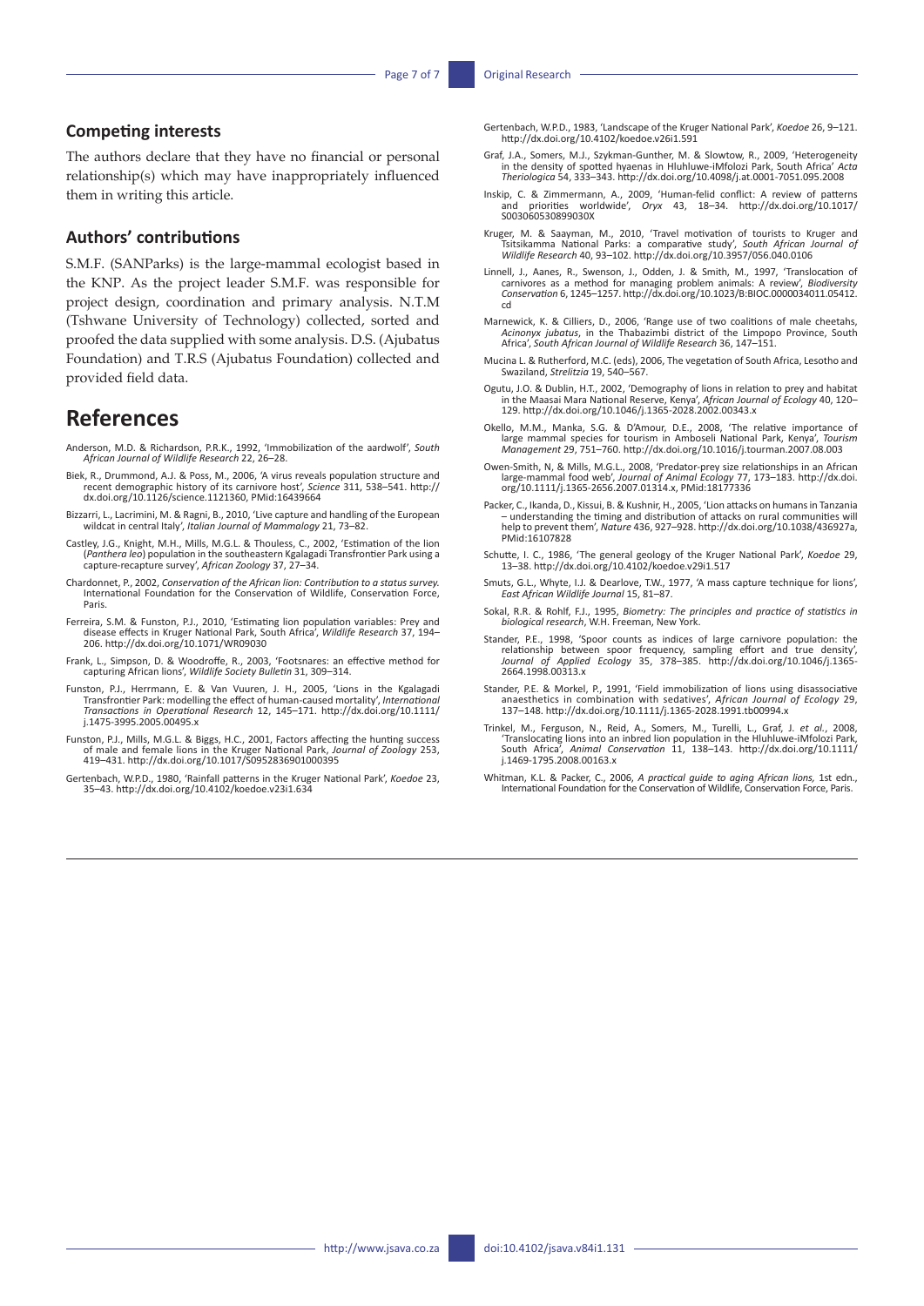## Competing interests

The authors declare that they have no financial or personal relationship(s) which may have inappropriately influenced them in writing this article.

## Authors' contributions

S.M.F. (SANParks) is the large-mammal ecologist based in the KNP. As the project leader S.M.F. was responsible for project design, coordination and primary analysis. N.T.M (Tshwane University of Technology) collected, sorted and proofed the data supplied with some analysis. D.S. (Ajubatus Foundation) and T.R.S (Ajubatus Foundation) collected and provided field data.

# References

Anderson, M.D. & Richardson, P.R.K., 1992, 'Immobilization of the aardwolf', *South African Journal of Wildlife Research* 22, 26–28.

Biek, R., Drummond, A.J. & Poss, M., 2006, 'A virus reveals population structure and recent demographic history of its carnivore host', *Science* 311, 538–541. http://dx.doi.org/10.1126/science.1121360, PMid:16439664

Bizzarri, L., Lacrimini, M. & Ragni, B., 2010, 'Live capture and handling of the European wildcat in central Italy', *Italian Journal of Mammalogy* 21, 73–82.

Castley, J.G., Knight, M.H., Mills, M.G.L. & Thouless, C., 2002, 'Estimation of the lion (*Panthera leo*) population in the southeastern Kgalagadi Transfrontier Park using a capture-recapture survey', *African Zoology* 37, 27–34.

Chardonnet, P., 2002, *Conservation of the African lion: Contribution to a status survey.* International Foundation for the Conservation of Wildlife, Conservation Force, Paris.

Ferreira, S.M. & Funston, P.J., 2010, 'Estimating lion population variables: Prey and disease effects in Kruger National Park, South Africa', *Wildlife Research* 37, 194–206. http://dx.doi.org/10.1071/WR09030

Frank, L., Simpson, D. & Woodroffe, R., 2003, 'Footsnares: an effective method for capturing African lions', *Wildlife Society Bulletin* 31, 309–314.

Funston, P.J., Herrmann, E. & Van Vuuren, J. H., 2005, 'Lions in the Kgalagadi Transfrontier Park: modelling the effect of human-caused mortality', *International Transactions in Operational Research* 12, 145–171. http://dx.doi.org/10.1111/j.1475-3995.2005.00495.x

Funston, P.J., Mills, M.G.L. & Biggs, H.C., 2001, Factors affecting the hunting success of male and female lions in the Kruger National Park, *Journal of Zoology* 253, 419–431. http://dx.doi.org/10.1017/S0952836901000395

Gertenbach, W.P.D., 1980, 'Rainfall patterns in the Kruger National Park', *Koedoe* 23, 35–43. http://dx.doi.org/10.4102/koedoe.v23i1.634

Gertenbach, W.P.D., 1983, 'Landscape of the Kruger National Park', *Koedoe* 26, 9–121. http://dx.doi.org/10.4102/koedoe.v26i1.591

Graf, J.A., Somers, M.J., Szykman-Gunther, M. & Slowtow, R., 2009, 'Heterogeneity in the density of spotted hyaenas in Hluhluwe-iMfolozi Park, South Africa' *Acta Theriologica* 54, 333–343. http://dx.doi.org/10.4098/j.at.0001-7051.095.2008

Inskip, C. & Zimmermann, A., 2009, 'Human-felid conflict: A review of patterns and priorities worldwide', *Oryx* 43, 18–34. http://dx.doi.org/10.1017/S003060530899030X

Kruger, M. & Saayman, M., 2010, 'Travel motivation of tourists to Kruger and Tsitsikamma National Parks: a comparative study', *South African Journal of Wildlife Research* 40, 93–102. http://dx.doi.org/10.3957/056.040.0106

Linnell, J., Aanes, R., Swenson, J., Odden, J. & Smith, M., 1997, 'Translocation of carnivores as a method for managing problem animals: A review', *Biodiversity Conservation* 6, 1245–1257. http://dx.doi.org/10.1023/B:BIOC.0000034011.05412.cd

Marnewick, K. & Cilliers, D., 2006, 'Range use of two coalitions of male cheetahs, *Acinonyx jubatus*, in the Thabazimbi district of the Limpopo Province, South Africa', *South African Journal of Wildlife Research* 36, 147–151.

Mucina L. & Rutherford, M.C. (eds), 2006, The vegetation of South Africa, Lesotho and Swaziland, *Strelitzia* 19, 540–567.

Ogutu, J.O. & Dublin, H.T., 2002, 'Demography of lions in relation to prey and habitat in the Maasai Mara National Reserve, Kenya', *African Journal of Ecology* 40, 120–129. http://dx.doi.org/10.1046/j.1365-2028.2002.00343.x

Okello, M.M., Manka, S.G. & D'Amour, D.E., 2008, 'The relative importance of large mammal species for tourism in Amboseli National Park, Kenya', *Tourism Management* 29, 751–760. http://dx.doi.org/10.1016/j.tourman.2007.08.003

Owen-Smith, N, & Mills, M.G.L., 2008, 'Predator-prey size relationships in an African large-mammal food web', *Journal of Animal Ecology* 77, 173–183. http://dx.doi.org/10.1111/j.1365-2656.2007.01314.x, PMid:18177336

Packer, C., Ikanda, D., Kissui, B. & Kushnir, H., 2005, 'Lion attacks on humans in Tanzania – understanding the timing and distribution of attacks on rural communities will help to prevent them', *Nature* 436, 927–928. http://dx.doi.org/10.1038/436927a, PMid:16107828

Schutte, I. C., 1986, 'The general geology of the Kruger National Park', *Koedoe* 29, 13–38. http://dx.doi.org/10.4102/koedoe.v29i1.517

Smuts, G.L., Whyte, I.J. & Dearlove, T.W., 1977, 'A mass capture technique for lions', *East African Wildlife Journal* 15, 81–87.

Sokal, R.R. & Rohlf, F.J., 1995, *Biometry: The principles and practice of statistics in biological research*, W.H. Freeman, New York.

Stander, P.E., 1998, 'Spoor counts as indices of large carnivore population: the relationship between spoor frequency, sampling effort and true density', *Journal of Applied Ecology* 35, 378–385. http://dx.doi.org/10.1046/j.1365-2664.1998.00313.x

Stander, P.E. & Morkel, P., 1991, 'Field immobilization of lions using disassociative anaesthetics in combination with sedatives', *African Journal of Ecology* 29, 137–148. http://dx.doi.org/10.1111/j.1365-2028.1991.tb00994.x

Trinkel, M., Ferguson, N., Reid, A., Somers, M., Turelli, L., Graf, J. *et al.*, 2008, 'Translocating lions into an inbred lion population in the Hluhluwe-iMfolozi Park, South Africa', *Animal Conservation* 11, 138–143. http://dx.doi.org/10.1111/j.1469-1795.2008.00163.x

Whitman, K.L. & Packer, C., 2006, *A practical guide to aging African lions,* 1st edn., International Foundation for the Conservation of Wildlife, Conservation Force, Paris.